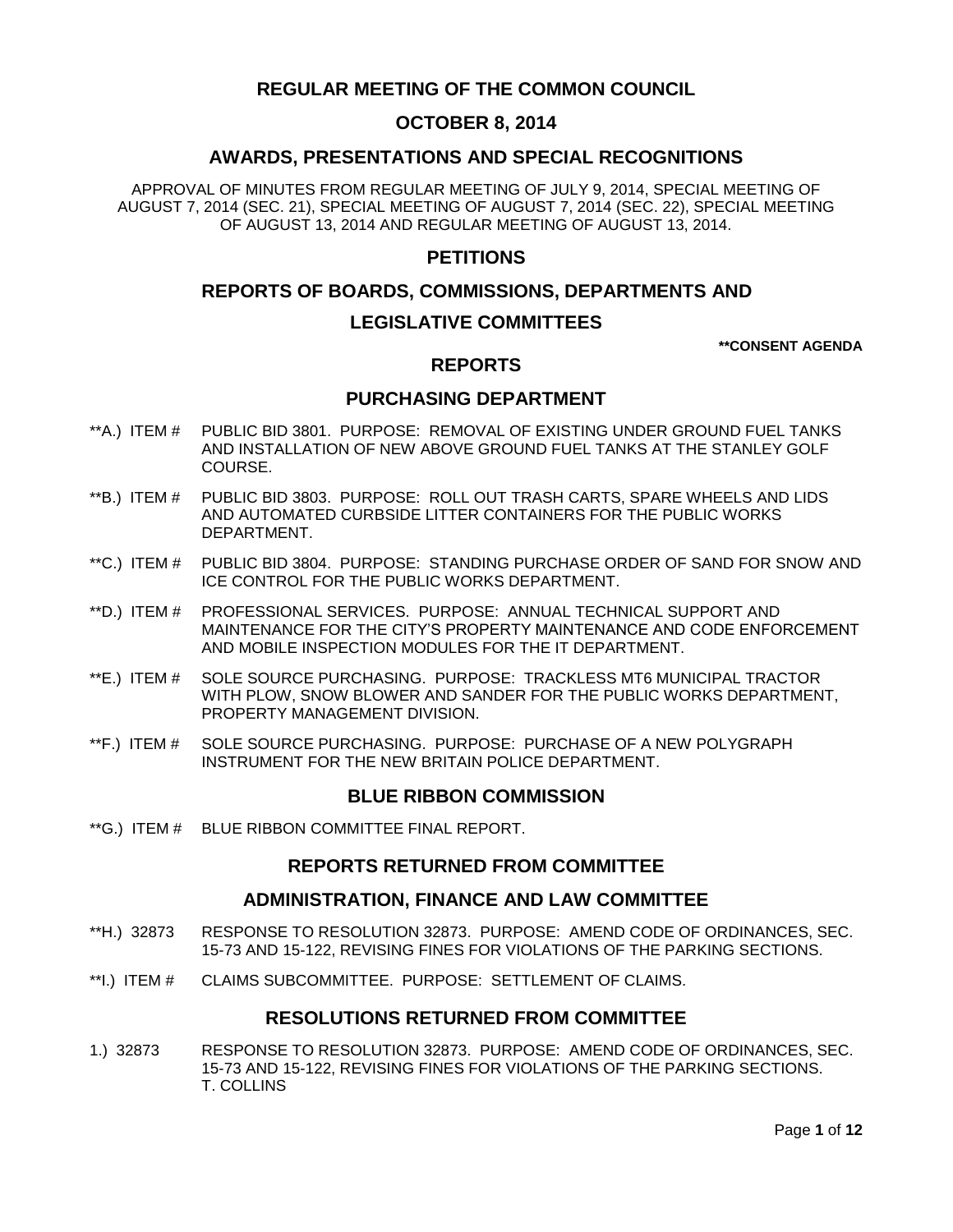# REGULAR MEETING OF THE COMMON COUNCIL

## OCTOBER 8, 2014

## AWARDS, PRESENTATIONS AND SPECIAL RECOGNITIONS

APPROVAL OF MINUTES FROM REGULAR MEETING OF JULY 9, 2014, SPECIAL MEETING OF AUGUST 7, 2014 (SEC. 21), SPECIAL MEETING OF AUGUST 7, 2014 (SEC. 22), SPECIAL MEETING OF AUGUST 13, 2014 AND REGULAR MEETING OF AUGUST 13, 2014.

## PETITIONS

## REPORTS OF BOARDS, COMMISSIONS, DEPARTMENTS AND LEGISLATIVE COMMITTEES

**\*\*CONSENT AGENDA**

## REPORTS

## PURCHASING DEPARTMENT

**A.) ITEM # PUBLIC BID 3801. PURPOSE: REMOVAL OF EXISTING UNDER GROUND FUEL TANKS AND INSTALLATION OF NEW ABOVE GROUND FUEL TANKS AT THE STANLEY GOLF COURSE.

**B.) ITEM # PUBLIC BID 3803. PURPOSE: ROLL OUT TRASH CARTS, SPARE WHEELS AND LIDS AND AUTOMATED CURBSIDE LITTER CONTAINERS FOR THE PUBLIC WORKS DEPARTMENT.

**C.) ITEM # PUBLIC BID 3804. PURPOSE: STANDING PURCHASE ORDER OF SAND FOR SNOW AND ICE CONTROL FOR THE PUBLIC WORKS DEPARTMENT.

**D.) ITEM # PROFESSIONAL SERVICES. PURPOSE: ANNUAL TECHNICAL SUPPORT AND MAINTENANCE FOR THE CITY'S PROPERTY MAINTENANCE AND CODE ENFORCEMENT AND MOBILE INSPECTION MODULES FOR THE IT DEPARTMENT.

**E.) ITEM # SOLE SOURCE PURCHASING. PURPOSE: TRACKLESS MT6 MUNICIPAL TRACTOR WITH PLOW, SNOW BLOWER AND SANDER FOR THE PUBLIC WORKS DEPARTMENT, PROPERTY MANAGEMENT DIVISION.

**F.) ITEM # SOLE SOURCE PURCHASING. PURPOSE: PURCHASE OF A NEW POLYGRAPH INSTRUMENT FOR THE NEW BRITAIN POLICE DEPARTMENT.

## BLUE RIBBON COMMISSION

**G.) ITEM # BLUE RIBBON COMMITTEE FINAL REPORT.

## REPORTS RETURNED FROM COMMITTEE

## ADMINISTRATION, FINANCE AND LAW COMMITTEE

**H.) 32873 RESPONSE TO RESOLUTION 32873. PURPOSE: AMEND CODE OF ORDINANCES, SEC. 15-73 AND 15-122, REVISING FINES FOR VIOLATIONS OF THE PARKING SECTIONS.

**I.) ITEM # CLAIMS SUBCOMMITTEE. PURPOSE: SETTLEMENT OF CLAIMS.

## RESOLUTIONS RETURNED FROM COMMITTEE

1.) 32873 RESPONSE TO RESOLUTION 32873. PURPOSE: AMEND CODE OF ORDINANCES, SEC. 15-73 AND 15-122, REVISING FINES FOR VIOLATIONS OF THE PARKING SECTIONS.
T. COLLINS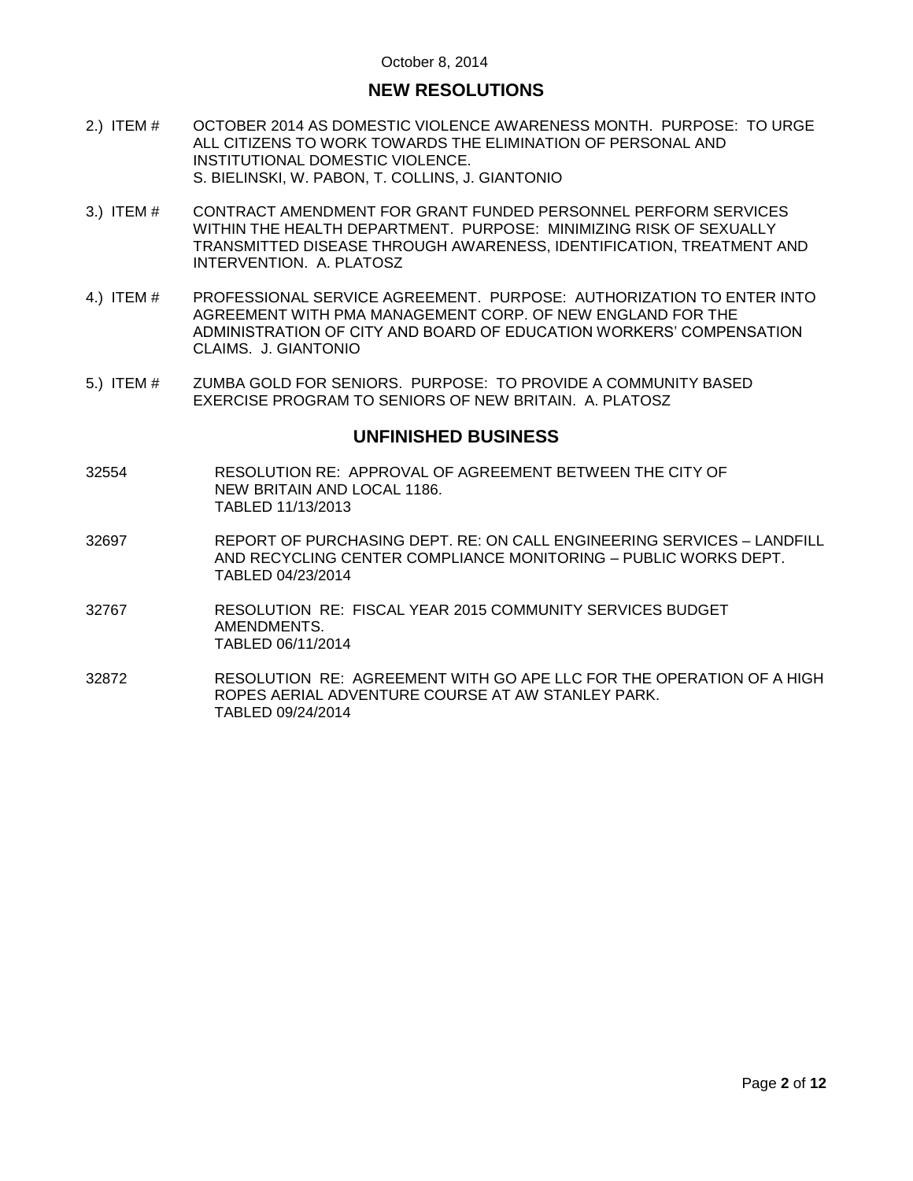October 8, 2014

## NEW RESOLUTIONS

2.) ITEM # OCTOBER 2014 AS DOMESTIC VIOLENCE AWARENESS MONTH. PURPOSE: TO URGE ALL CITIZENS TO WORK TOWARDS THE ELIMINATION OF PERSONAL AND INSTITUTIONAL DOMESTIC VIOLENCE.
S. BIELINSKI, W. PABON, T. COLLINS, J. GIANTONIO

3.) ITEM # CONTRACT AMENDMENT FOR GRANT FUNDED PERSONNEL PERFORM SERVICES WITHIN THE HEALTH DEPARTMENT. PURPOSE: MINIMIZING RISK OF SEXUALLY TRANSMITTED DISEASE THROUGH AWARENESS, IDENTIFICATION, TREATMENT AND INTERVENTION. A. PLATOSZ

4.) ITEM # PROFESSIONAL SERVICE AGREEMENT. PURPOSE: AUTHORIZATION TO ENTER INTO AGREEMENT WITH PMA MANAGEMENT CORP. OF NEW ENGLAND FOR THE ADMINISTRATION OF CITY AND BOARD OF EDUCATION WORKERS' COMPENSATION CLAIMS. J. GIANTONIO

5.) ITEM # ZUMBA GOLD FOR SENIORS. PURPOSE: TO PROVIDE A COMMUNITY BASED EXERCISE PROGRAM TO SENIORS OF NEW BRITAIN. A. PLATOSZ

## UNFINISHED BUSINESS

32554 RESOLUTION RE: APPROVAL OF AGREEMENT BETWEEN THE CITY OF NEW BRITAIN AND LOCAL 1186.
TABLED 11/13/2013

32697 REPORT OF PURCHASING DEPT. RE: ON CALL ENGINEERING SERVICES – LANDFILL AND RECYCLING CENTER COMPLIANCE MONITORING – PUBLIC WORKS DEPT.
TABLED 04/23/2014

32767 RESOLUTION RE: FISCAL YEAR 2015 COMMUNITY SERVICES BUDGET AMENDMENTS.
TABLED 06/11/2014

32872 RESOLUTION RE: AGREEMENT WITH GO APE LLC FOR THE OPERATION OF A HIGH ROPES AERIAL ADVENTURE COURSE AT AW STANLEY PARK.
TABLED 09/24/2014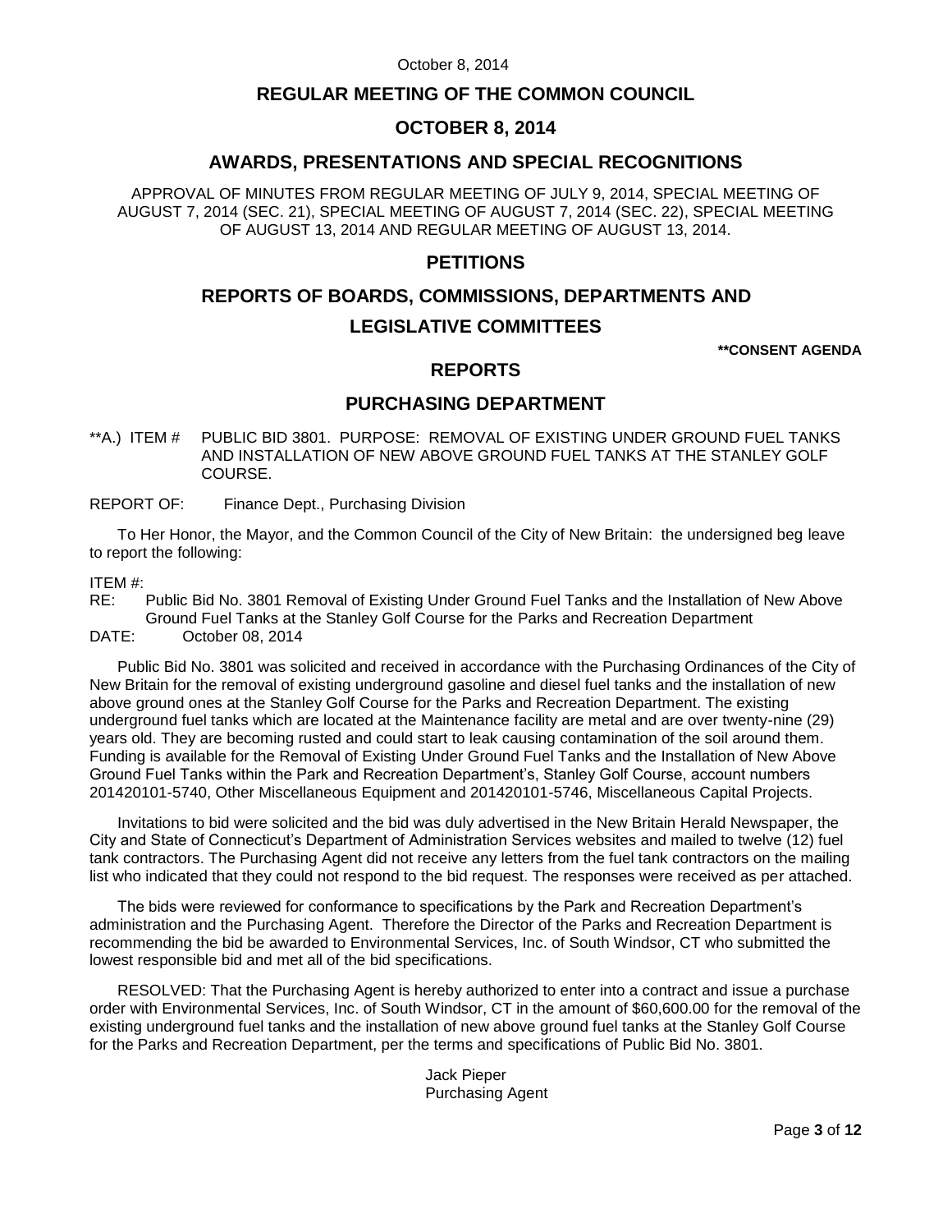## REGULAR MEETING OF THE COMMON COUNCIL

## OCTOBER 8, 2014

## AWARDS, PRESENTATIONS AND SPECIAL RECOGNITIONS

APPROVAL OF MINUTES FROM REGULAR MEETING OF JULY 9, 2014, SPECIAL MEETING OF AUGUST 7, 2014 (SEC. 21), SPECIAL MEETING OF AUGUST 7, 2014 (SEC. 22), SPECIAL MEETING OF AUGUST 13, 2014 AND REGULAR MEETING OF AUGUST 13, 2014.

## PETITIONS

## REPORTS OF BOARDS, COMMISSIONS, DEPARTMENTS AND LEGISLATIVE COMMITTEES

**\*\*CONSENT AGENDA**

## REPORTS

## PURCHASING DEPARTMENT

**A.) ITEM # PUBLIC BID 3801. PURPOSE: REMOVAL OF EXISTING UNDER GROUND FUEL TANKS AND INSTALLATION OF NEW ABOVE GROUND FUEL TANKS AT THE STANLEY GOLF COURSE.

REPORT OF: Finance Dept., Purchasing Division

To Her Honor, the Mayor, and the Common Council of the City of New Britain: the undersigned beg leave to report the following:

ITEM #:
RE: Public Bid No. 3801 Removal of Existing Under Ground Fuel Tanks and the Installation of New Above Ground Fuel Tanks at the Stanley Golf Course for the Parks and Recreation Department
DATE: October 08, 2014

Public Bid No. 3801 was solicited and received in accordance with the Purchasing Ordinances of the City of New Britain for the removal of existing underground gasoline and diesel fuel tanks and the installation of new above ground ones at the Stanley Golf Course for the Parks and Recreation Department. The existing underground fuel tanks which are located at the Maintenance facility are metal and are over twenty-nine (29) years old. They are becoming rusted and could start to leak causing contamination of the soil around them. Funding is available for the Removal of Existing Under Ground Fuel Tanks and the Installation of New Above Ground Fuel Tanks within the Park and Recreation Department's, Stanley Golf Course, account numbers 201420101-5740, Other Miscellaneous Equipment and 201420101-5746, Miscellaneous Capital Projects.

Invitations to bid were solicited and the bid was duly advertised in the New Britain Herald Newspaper, the City and State of Connecticut's Department of Administration Services websites and mailed to twelve (12) fuel tank contractors. The Purchasing Agent did not receive any letters from the fuel tank contractors on the mailing list who indicated that they could not respond to the bid request. The responses were received as per attached.

The bids were reviewed for conformance to specifications by the Park and Recreation Department's administration and the Purchasing Agent. Therefore the Director of the Parks and Recreation Department is recommending the bid be awarded to Environmental Services, Inc. of South Windsor, CT who submitted the lowest responsible bid and met all of the bid specifications.

RESOLVED: That the Purchasing Agent is hereby authorized to enter into a contract and issue a purchase order with Environmental Services, Inc. of South Windsor, CT in the amount of $60,600.00 for the removal of the existing underground fuel tanks and the installation of new above ground fuel tanks at the Stanley Golf Course for the Parks and Recreation Department, per the terms and specifications of Public Bid No. 3801.

Jack Pieper
Purchasing Agent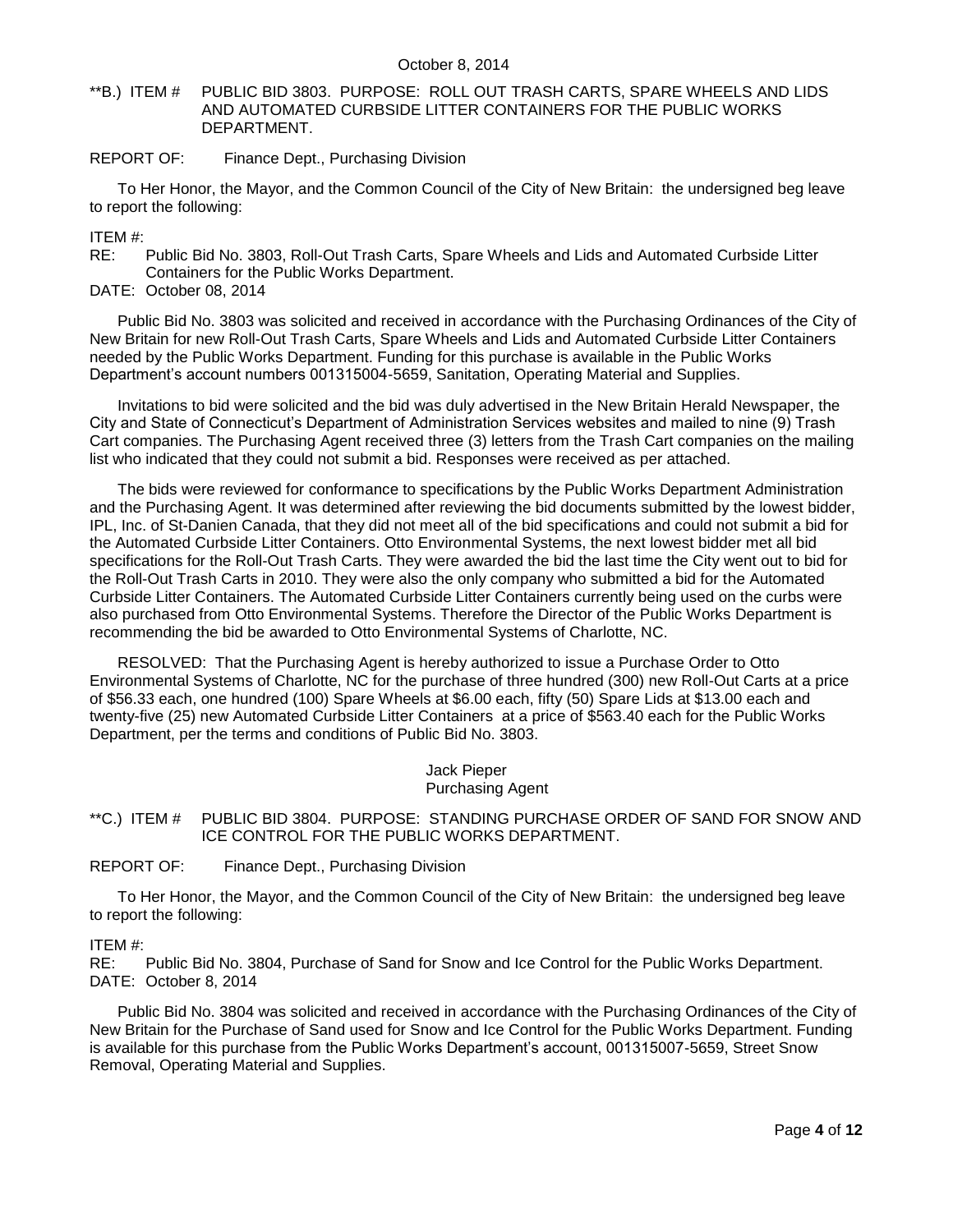**B.) ITEM # PUBLIC BID 3803. PURPOSE: ROLL OUT TRASH CARTS, SPARE WHEELS AND LIDS AND AUTOMATED CURBSIDE LITTER CONTAINERS FOR THE PUBLIC WORKS DEPARTMENT.

REPORT OF: Finance Dept., Purchasing Division

To Her Honor, the Mayor, and the Common Council of the City of New Britain: the undersigned beg leave to report the following:

ITEM #:
RE: Public Bid No. 3803, Roll-Out Trash Carts, Spare Wheels and Lids and Automated Curbside Litter Containers for the Public Works Department.
DATE: October 08, 2014

Public Bid No. 3803 was solicited and received in accordance with the Purchasing Ordinances of the City of New Britain for new Roll-Out Trash Carts, Spare Wheels and Lids and Automated Curbside Litter Containers needed by the Public Works Department. Funding for this purchase is available in the Public Works Department's account numbers 001315004-5659, Sanitation, Operating Material and Supplies.

Invitations to bid were solicited and the bid was duly advertised in the New Britain Herald Newspaper, the City and State of Connecticut's Department of Administration Services websites and mailed to nine (9) Trash Cart companies. The Purchasing Agent received three (3) letters from the Trash Cart companies on the mailing list who indicated that they could not submit a bid. Responses were received as per attached.

The bids were reviewed for conformance to specifications by the Public Works Department Administration and the Purchasing Agent. It was determined after reviewing the bid documents submitted by the lowest bidder, IPL, Inc. of St-Danien Canada, that they did not meet all of the bid specifications and could not submit a bid for the Automated Curbside Litter Containers. Otto Environmental Systems, the next lowest bidder met all bid specifications for the Roll-Out Trash Carts. They were awarded the bid the last time the City went out to bid for the Roll-Out Trash Carts in 2010. They were also the only company who submitted a bid for the Automated Curbside Litter Containers. The Automated Curbside Litter Containers currently being used on the curbs were also purchased from Otto Environmental Systems. Therefore the Director of the Public Works Department is recommending the bid be awarded to Otto Environmental Systems of Charlotte, NC.

RESOLVED: That the Purchasing Agent is hereby authorized to issue a Purchase Order to Otto Environmental Systems of Charlotte, NC for the purchase of three hundred (300) new Roll-Out Carts at a price of $56.33 each, one hundred (100) Spare Wheels at $6.00 each, fifty (50) Spare Lids at $13.00 each and twenty-five (25) new Automated Curbside Litter Containers at a price of $563.40 each for the Public Works Department, per the terms and conditions of Public Bid No. 3803.

Jack Pieper
Purchasing Agent

**C.) ITEM # PUBLIC BID 3804. PURPOSE: STANDING PURCHASE ORDER OF SAND FOR SNOW AND ICE CONTROL FOR THE PUBLIC WORKS DEPARTMENT.

REPORT OF: Finance Dept., Purchasing Division

To Her Honor, the Mayor, and the Common Council of the City of New Britain: the undersigned beg leave to report the following:

ITEM #:
RE: Public Bid No. 3804, Purchase of Sand for Snow and Ice Control for the Public Works Department.
DATE: October 8, 2014

Public Bid No. 3804 was solicited and received in accordance with the Purchasing Ordinances of the City of New Britain for the Purchase of Sand used for Snow and Ice Control for the Public Works Department. Funding is available for this purchase from the Public Works Department's account, 001315007-5659, Street Snow Removal, Operating Material and Supplies.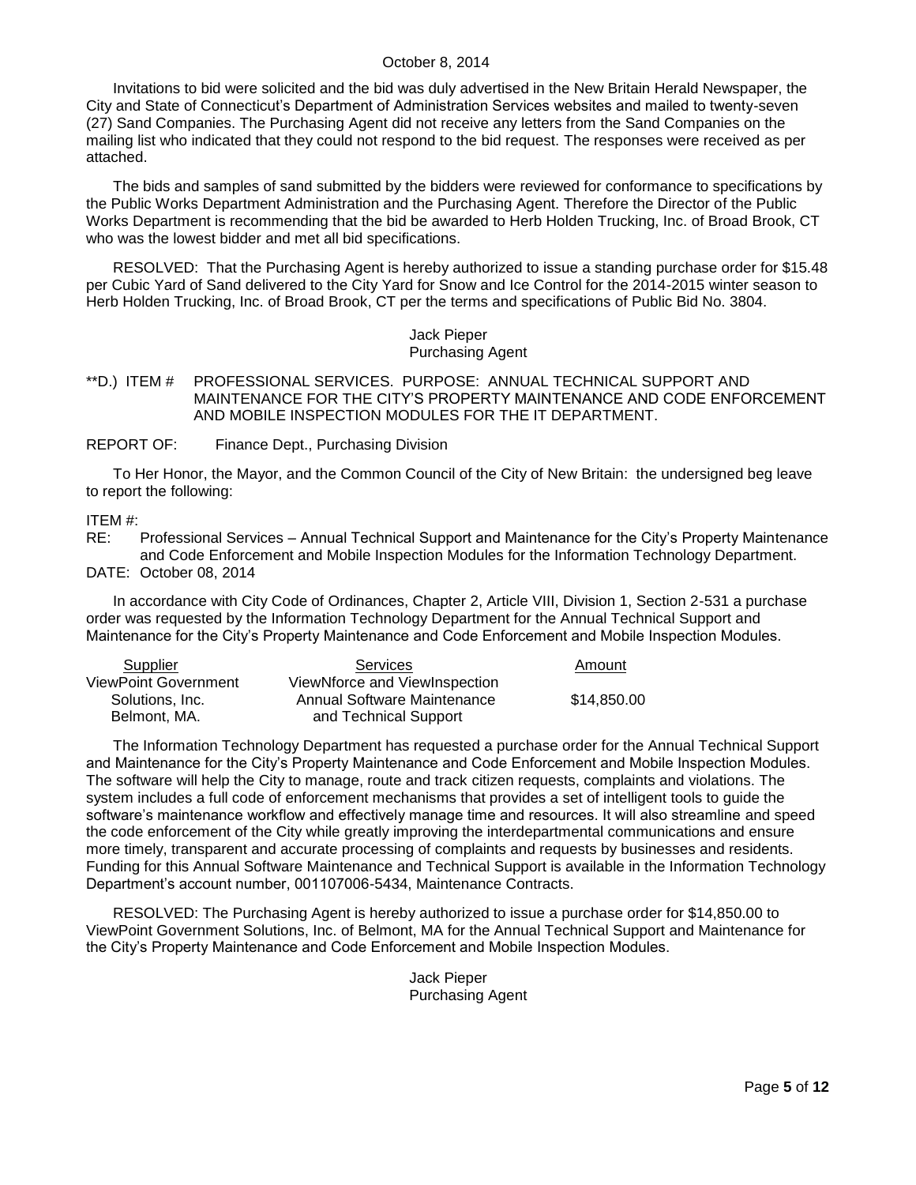Invitations to bid were solicited and the bid was duly advertised in the New Britain Herald Newspaper, the City and State of Connecticut's Department of Administration Services websites and mailed to twenty-seven (27) Sand Companies. The Purchasing Agent did not receive any letters from the Sand Companies on the mailing list who indicated that they could not respond to the bid request. The responses were received as per attached.

The bids and samples of sand submitted by the bidders were reviewed for conformance to specifications by the Public Works Department Administration and the Purchasing Agent. Therefore the Director of the Public Works Department is recommending that the bid be awarded to Herb Holden Trucking, Inc. of Broad Brook, CT who was the lowest bidder and met all bid specifications.

RESOLVED: That the Purchasing Agent is hereby authorized to issue a standing purchase order for $15.48 per Cubic Yard of Sand delivered to the City Yard for Snow and Ice Control for the 2014-2015 winter season to Herb Holden Trucking, Inc. of Broad Brook, CT per the terms and specifications of Public Bid No. 3804.

Jack Pieper
Purchasing Agent

**D.) ITEM # PROFESSIONAL SERVICES. PURPOSE: ANNUAL TECHNICAL SUPPORT AND MAINTENANCE FOR THE CITY'S PROPERTY MAINTENANCE AND CODE ENFORCEMENT AND MOBILE INSPECTION MODULES FOR THE IT DEPARTMENT.

REPORT OF: Finance Dept., Purchasing Division

To Her Honor, the Mayor, and the Common Council of the City of New Britain: the undersigned beg leave to report the following:

ITEM #:
RE: Professional Services – Annual Technical Support and Maintenance for the City's Property Maintenance and Code Enforcement and Mobile Inspection Modules for the Information Technology Department.
DATE: October 08, 2014

In accordance with City Code of Ordinances, Chapter 2, Article VIII, Division 1, Section 2-531 a purchase order was requested by the Information Technology Department for the Annual Technical Support and Maintenance for the City's Property Maintenance and Code Enforcement and Mobile Inspection Modules.

| Supplier | Services | Amount |
|---|---|---|
| ViewPoint Government Solutions, Inc. Belmont, MA. | ViewNforce and ViewInspection Annual Software Maintenance and Technical Support | $14,850.00 |

The Information Technology Department has requested a purchase order for the Annual Technical Support and Maintenance for the City's Property Maintenance and Code Enforcement and Mobile Inspection Modules. The software will help the City to manage, route and track citizen requests, complaints and violations. The system includes a full code of enforcement mechanisms that provides a set of intelligent tools to guide the software's maintenance workflow and effectively manage time and resources. It will also streamline and speed the code enforcement of the City while greatly improving the interdepartmental communications and ensure more timely, transparent and accurate processing of complaints and requests by businesses and residents. Funding for this Annual Software Maintenance and Technical Support is available in the Information Technology Department's account number, 001107006-5434, Maintenance Contracts.

RESOLVED: The Purchasing Agent is hereby authorized to issue a purchase order for $14,850.00 to ViewPoint Government Solutions, Inc. of Belmont, MA for the Annual Technical Support and Maintenance for the City's Property Maintenance and Code Enforcement and Mobile Inspection Modules.

Jack Pieper
Purchasing Agent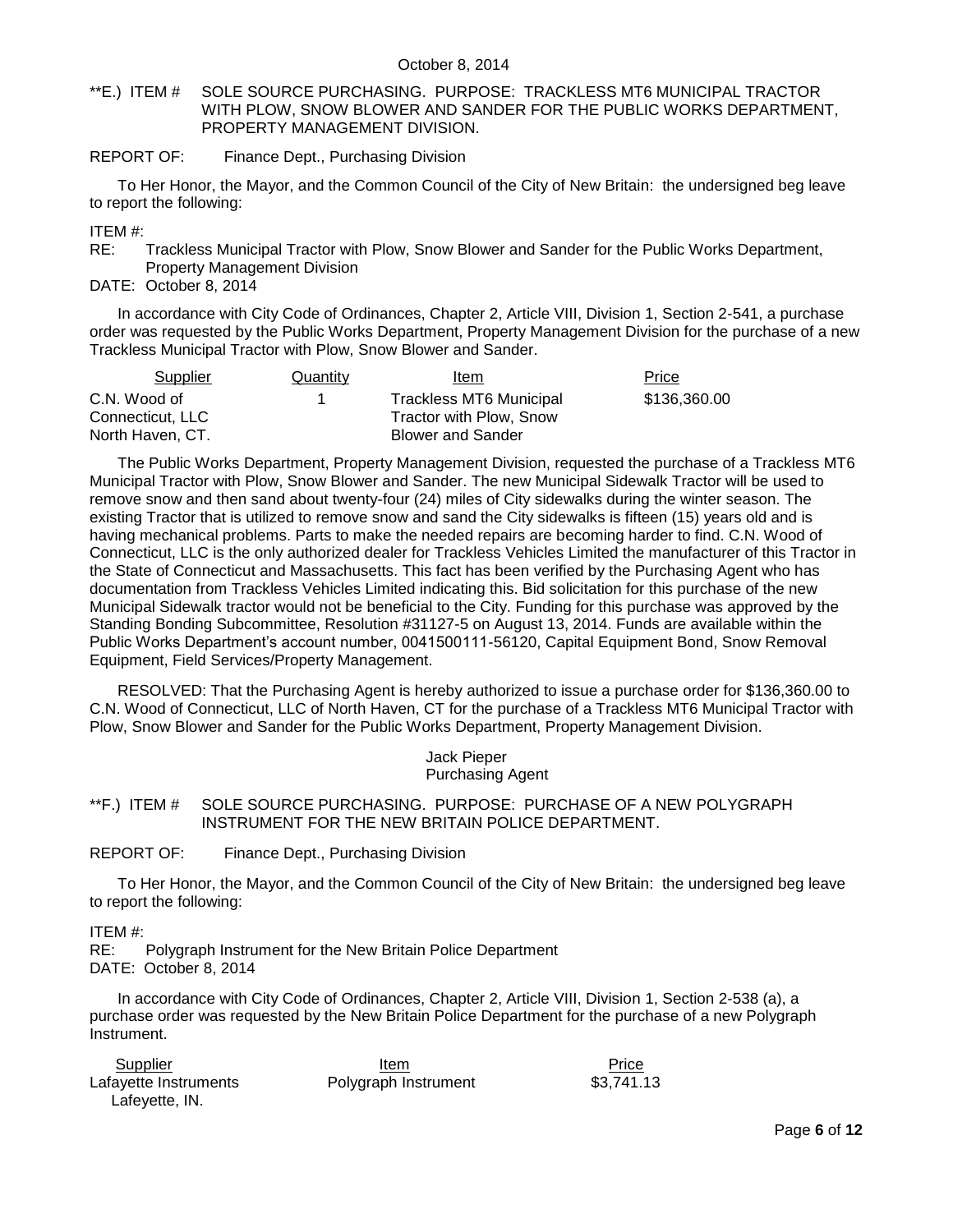**E.) ITEM # SOLE SOURCE PURCHASING. PURPOSE: TRACKLESS MT6 MUNICIPAL TRACTOR WITH PLOW, SNOW BLOWER AND SANDER FOR THE PUBLIC WORKS DEPARTMENT, PROPERTY MANAGEMENT DIVISION.

REPORT OF: Finance Dept., Purchasing Division

To Her Honor, the Mayor, and the Common Council of the City of New Britain: the undersigned beg leave to report the following:

ITEM #:
RE: Trackless Municipal Tractor with Plow, Snow Blower and Sander for the Public Works Department, Property Management Division
DATE: October 8, 2014

In accordance with City Code of Ordinances, Chapter 2, Article VIII, Division 1, Section 2-541, a purchase order was requested by the Public Works Department, Property Management Division for the purchase of a new Trackless Municipal Tractor with Plow, Snow Blower and Sander.

| Supplier | Quantity | Item | Price |
|---|---|---|---|
| C.N. Wood of Connecticut, LLC North Haven, CT. | 1 | Trackless MT6 Municipal Tractor with Plow, Snow Blower and Sander | $136,360.00 |

The Public Works Department, Property Management Division, requested the purchase of a Trackless MT6 Municipal Tractor with Plow, Snow Blower and Sander. The new Municipal Sidewalk Tractor will be used to remove snow and then sand about twenty-four (24) miles of City sidewalks during the winter season. The existing Tractor that is utilized to remove snow and sand the City sidewalks is fifteen (15) years old and is having mechanical problems. Parts to make the needed repairs are becoming harder to find. C.N. Wood of Connecticut, LLC is the only authorized dealer for Trackless Vehicles Limited the manufacturer of this Tractor in the State of Connecticut and Massachusetts. This fact has been verified by the Purchasing Agent who has documentation from Trackless Vehicles Limited indicating this. Bid solicitation for this purchase of the new Municipal Sidewalk tractor would not be beneficial to the City. Funding for this purchase was approved by the Standing Bonding Subcommittee, Resolution #31127-5 on August 13, 2014. Funds are available within the Public Works Department's account number, 0041500111-56120, Capital Equipment Bond, Snow Removal Equipment, Field Services/Property Management.

RESOLVED: That the Purchasing Agent is hereby authorized to issue a purchase order for $136,360.00 to C.N. Wood of Connecticut, LLC of North Haven, CT for the purchase of a Trackless MT6 Municipal Tractor with Plow, Snow Blower and Sander for the Public Works Department, Property Management Division.

Jack Pieper
Purchasing Agent

**F.) ITEM # SOLE SOURCE PURCHASING. PURPOSE: PURCHASE OF A NEW POLYGRAPH INSTRUMENT FOR THE NEW BRITAIN POLICE DEPARTMENT.

REPORT OF: Finance Dept., Purchasing Division

To Her Honor, the Mayor, and the Common Council of the City of New Britain: the undersigned beg leave to report the following:

ITEM #:
RE: Polygraph Instrument for the New Britain Police Department
DATE: October 8, 2014

In accordance with City Code of Ordinances, Chapter 2, Article VIII, Division 1, Section 2-538 (a), a purchase order was requested by the New Britain Police Department for the purchase of a new Polygraph Instrument.

| Supplier | Item | Price |
|---|---|---|
| Lafayette Instruments Lafeyette, IN. | Polygraph Instrument | $3,741.13 |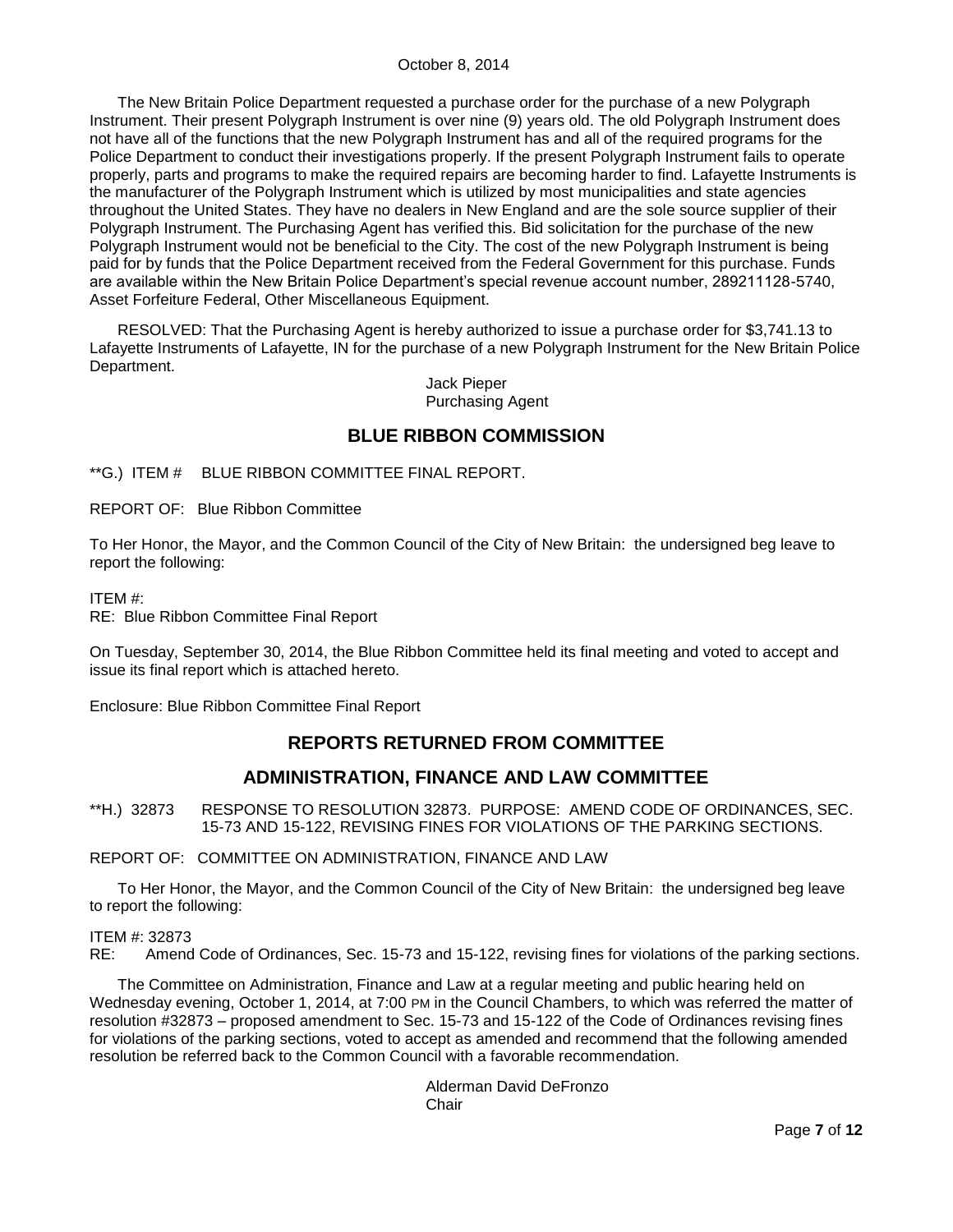The New Britain Police Department requested a purchase order for the purchase of a new Polygraph Instrument. Their present Polygraph Instrument is over nine (9) years old. The old Polygraph Instrument does not have all of the functions that the new Polygraph Instrument has and all of the required programs for the Police Department to conduct their investigations properly. If the present Polygraph Instrument fails to operate properly, parts and programs to make the required repairs are becoming harder to find. Lafayette Instruments is the manufacturer of the Polygraph Instrument which is utilized by most municipalities and state agencies throughout the United States. They have no dealers in New England and are the sole source supplier of their Polygraph Instrument. The Purchasing Agent has verified this. Bid solicitation for the purchase of the new Polygraph Instrument would not be beneficial to the City. The cost of the new Polygraph Instrument is being paid for by funds that the Police Department received from the Federal Government for this purchase. Funds are available within the New Britain Police Department's special revenue account number, 289211128-5740, Asset Forfeiture Federal, Other Miscellaneous Equipment.

RESOLVED: That the Purchasing Agent is hereby authorized to issue a purchase order for $3,741.13 to Lafayette Instruments of Lafayette, IN for the purchase of a new Polygraph Instrument for the New Britain Police Department.

Jack Pieper
Purchasing Agent

## BLUE RIBBON COMMISSION

**G.) ITEM # BLUE RIBBON COMMITTEE FINAL REPORT.

REPORT OF: Blue Ribbon Committee

To Her Honor, the Mayor, and the Common Council of the City of New Britain: the undersigned beg leave to report the following:

ITEM #:
RE: Blue Ribbon Committee Final Report

On Tuesday, September 30, 2014, the Blue Ribbon Committee held its final meeting and voted to accept and issue its final report which is attached hereto.

Enclosure: Blue Ribbon Committee Final Report

## REPORTS RETURNED FROM COMMITTEE

## ADMINISTRATION, FINANCE AND LAW COMMITTEE

**H.) 32873 RESPONSE TO RESOLUTION 32873. PURPOSE: AMEND CODE OF ORDINANCES, SEC. 15-73 AND 15-122, REVISING FINES FOR VIOLATIONS OF THE PARKING SECTIONS.

REPORT OF: COMMITTEE ON ADMINISTRATION, FINANCE AND LAW

To Her Honor, the Mayor, and the Common Council of the City of New Britain: the undersigned beg leave to report the following:

ITEM #: 32873
RE: Amend Code of Ordinances, Sec. 15-73 and 15-122, revising fines for violations of the parking sections.

The Committee on Administration, Finance and Law at a regular meeting and public hearing held on Wednesday evening, October 1, 2014, at 7:00 PM in the Council Chambers, to which was referred the matter of resolution #32873 – proposed amendment to Sec. 15-73 and 15-122 of the Code of Ordinances revising fines for violations of the parking sections, voted to accept as amended and recommend that the following amended resolution be referred back to the Common Council with a favorable recommendation.

Alderman David DeFronzo
Chair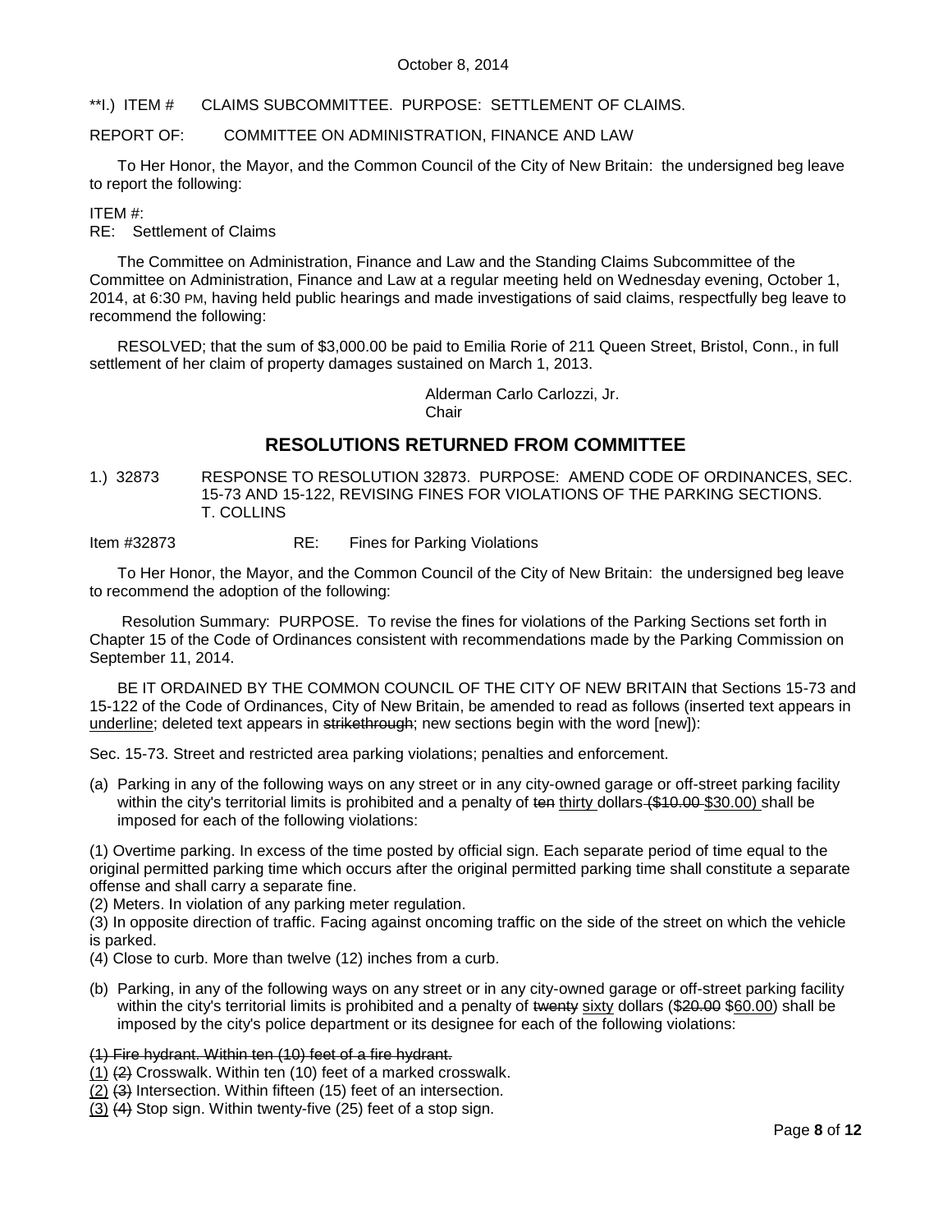**I.) ITEM #      CLAIMS SUBCOMMITTEE.  PURPOSE:  SETTLEMENT OF CLAIMS.

REPORT OF:      COMMITTEE ON ADMINISTRATION, FINANCE AND LAW

To Her Honor, the Mayor, and the Common Council of the City of New Britain:  the undersigned beg leave to report the following:

ITEM #:
RE:   Settlement of Claims

The Committee on Administration, Finance and Law and the Standing Claims Subcommittee of the Committee on Administration, Finance and Law at a regular meeting held on Wednesday evening, October 1, 2014, at 6:30 PM, having held public hearings and made investigations of said claims, respectfully beg leave to recommend the following:

RESOLVED; that the sum of $3,000.00 be paid to Emilia Rorie of 211 Queen Street, Bristol, Conn., in full settlement of her claim of property damages sustained on March 1, 2013.

Alderman Carlo Carlozzi, Jr.
Chair

## RESOLUTIONS RETURNED FROM COMMITTEE

1.) 32873      RESPONSE TO RESOLUTION 32873.  PURPOSE:  AMEND CODE OF ORDINANCES, SEC. 15-73 AND 15-122, REVISING FINES FOR VIOLATIONS OF THE PARKING SECTIONS. T. COLLINS

Item #32873      RE:   Fines for Parking Violations

To Her Honor, the Mayor, and the Common Council of the City of New Britain:  the undersigned beg leave to recommend the adoption of the following:

Resolution Summary:  PURPOSE.  To revise the fines for violations of the Parking Sections set forth in Chapter 15 of the Code of Ordinances consistent with recommendations made by the Parking Commission on September 11, 2014.

BE IT ORDAINED BY THE COMMON COUNCIL OF THE CITY OF NEW BRITAIN that Sections 15-73 and 15-122 of the Code of Ordinances, City of New Britain, be amended to read as follows (inserted text appears in <u>underline</u>; deleted text appears in ~~strikethrough~~; new sections begin with the word [new]):

Sec. 15-73. Street and restricted area parking violations; penalties and enforcement.

(a) Parking in any of the following ways on any street or in any city-owned garage or off-street parking facility within the city's territorial limits is prohibited and a penalty of ~~ten~~ <u>thirty</u> dollars ~~($10.00~~ <u>$30.00)</u> shall be imposed for each of the following violations:

(1) Overtime parking. In excess of the time posted by official sign. Each separate period of time equal to the original permitted parking time which occurs after the original permitted parking time shall constitute a separate offense and shall carry a separate fine.
(2) Meters. In violation of any parking meter regulation.
(3) In opposite direction of traffic. Facing against oncoming traffic on the side of the street on which the vehicle is parked.
(4) Close to curb. More than twelve (12) inches from a curb.

(b) Parking, in any of the following ways on any street or in any city-owned garage or off-street parking facility within the city's territorial limits is prohibited and a penalty of ~~twenty~~ <u>sixty</u> dollars (~~$20.00~~ <u>$60.00</u>) shall be imposed by the city's police department or its designee for each of the following violations:

~~(1) Fire hydrant. Within ten (10) feet of a fire hydrant.~~
<u>(1)</u> ~~(2)~~ Crosswalk. Within ten (10) feet of a marked crosswalk.
<u>(2)</u> ~~(3)~~ Intersection. Within fifteen (15) feet of an intersection.
<u>(3)</u> ~~(4)~~ Stop sign. Within twenty-five (25) feet of a stop sign.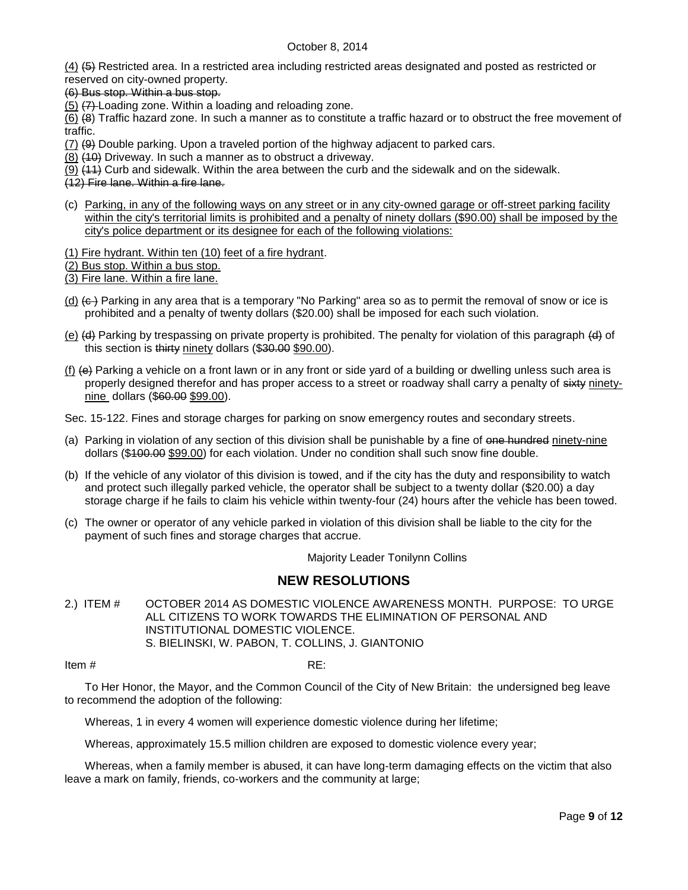<u>(4)</u> ~~(5)~~ Restricted area. In a restricted area including restricted areas designated and posted as restricted or reserved on city-owned property.

~~(6) Bus stop. Within a bus stop.~~

<u>(5)</u> ~~(7)~~ Loading zone. Within a loading and reloading zone.

<u>(6)</u> ~~(8)~~ Traffic hazard zone. In such a manner as to constitute a traffic hazard or to obstruct the free movement of traffic.

<u>(7)</u> ~~(9)~~ Double parking. Upon a traveled portion of the highway adjacent to parked cars.

<u>(8)</u> ~~(10)~~ Driveway. In such a manner as to obstruct a driveway.

<u>(9)</u> ~~(11)~~ Curb and sidewalk. Within the area between the curb and the sidewalk and on the sidewalk.

~~(12) Fire lane. Within a fire lane.~~

(c) <u>Parking, in any of the following ways on any street or in any city-owned garage or off-street parking facility within the city's territorial limits is prohibited and a penalty of ninety dollars ($90.00) shall be imposed by the city's police department or its designee for each of the following violations:</u>

<u>(1) Fire hydrant. Within ten (10) feet of a fire hydrant</u>.

<u>(2) Bus stop. Within a bus stop.</u>

<u>(3) Fire lane. Within a fire lane.</u>

<u>(d)</u> ~~(c )~~ Parking in any area that is a temporary "No Parking" area so as to permit the removal of snow or ice is prohibited and a penalty of twenty dollars ($20.00) shall be imposed for each such violation.

<u>(e)</u> ~~(d)~~ Parking by trespassing on private property is prohibited. The penalty for violation of this paragraph ~~(d)~~ of this section is ~~thirty~~ <u>ninety</u> dollars (~~$30.00~~ <u>$90.00</u>).

<u>(f)</u> ~~(e)~~ Parking a vehicle on a front lawn or in any front or side yard of a building or dwelling unless such area is properly designed therefor and has proper access to a street or roadway shall carry a penalty of ~~sixty~~ <u>ninety-nine</u> dollars (~~$60.00~~ <u>$99.00</u>).

Sec. 15-122. Fines and storage charges for parking on snow emergency routes and secondary streets.

(a) Parking in violation of any section of this division shall be punishable by a fine of ~~one hundred~~ <u>ninety-nine</u> dollars (~~$100.00~~ <u>$99.00</u>) for each violation. Under no condition shall such snow fine double.

(b) If the vehicle of any violator of this division is towed, and if the city has the duty and responsibility to watch and protect such illegally parked vehicle, the operator shall be subject to a twenty dollar ($20.00) a day storage charge if he fails to claim his vehicle within twenty-four (24) hours after the vehicle has been towed.

(c) The owner or operator of any vehicle parked in violation of this division shall be liable to the city for the payment of such fines and storage charges that accrue.

Majority Leader Tonilynn Collins

## NEW RESOLUTIONS

2.) ITEM # OCTOBER 2014 AS DOMESTIC VIOLENCE AWARENESS MONTH. PURPOSE: TO URGE ALL CITIZENS TO WORK TOWARDS THE ELIMINATION OF PERSONAL AND INSTITUTIONAL DOMESTIC VIOLENCE.
S. BIELINSKI, W. PABON, T. COLLINS, J. GIANTONIO

Item # RE:

To Her Honor, the Mayor, and the Common Council of the City of New Britain: the undersigned beg leave to recommend the adoption of the following:

Whereas, 1 in every 4 women will experience domestic violence during her lifetime;

Whereas, approximately 15.5 million children are exposed to domestic violence every year;

Whereas, when a family member is abused, it can have long-term damaging effects on the victim that also leave a mark on family, friends, co-workers and the community at large;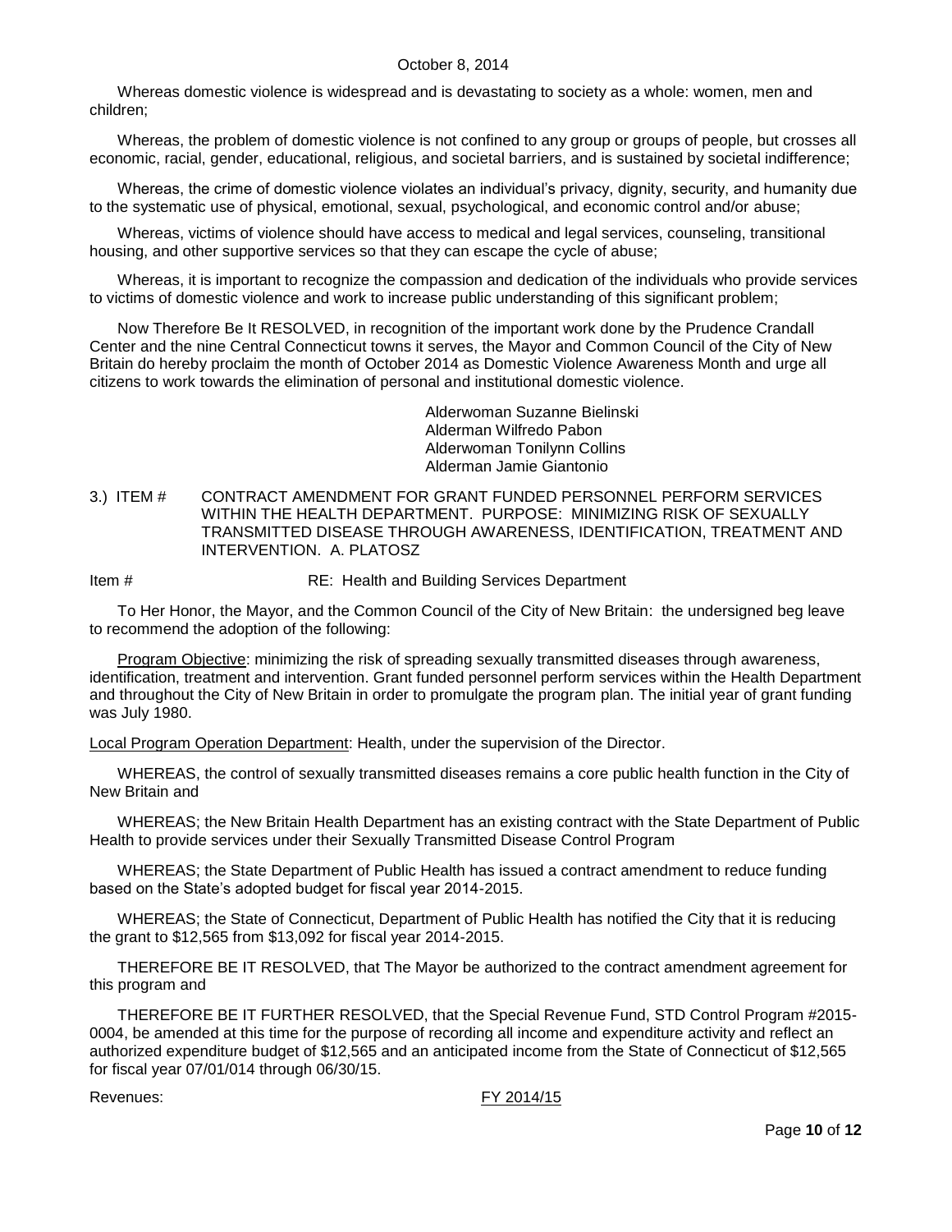Whereas domestic violence is widespread and is devastating to society as a whole: women, men and children;

Whereas, the problem of domestic violence is not confined to any group or groups of people, but crosses all economic, racial, gender, educational, religious, and societal barriers, and is sustained by societal indifference;

Whereas, the crime of domestic violence violates an individual's privacy, dignity, security, and humanity due to the systematic use of physical, emotional, sexual, psychological, and economic control and/or abuse;

Whereas, victims of violence should have access to medical and legal services, counseling, transitional housing, and other supportive services so that they can escape the cycle of abuse;

Whereas, it is important to recognize the compassion and dedication of the individuals who provide services to victims of domestic violence and work to increase public understanding of this significant problem;

Now Therefore Be It RESOLVED, in recognition of the important work done by the Prudence Crandall Center and the nine Central Connecticut towns it serves, the Mayor and Common Council of the City of New Britain do hereby proclaim the month of October 2014 as Domestic Violence Awareness Month and urge all citizens to work towards the elimination of personal and institutional domestic violence.

Alderwoman Suzanne Bielinski
Alderman Wilfredo Pabon
Alderwoman Tonilynn Collins
Alderman Jamie Giantonio

3.) ITEM # CONTRACT AMENDMENT FOR GRANT FUNDED PERSONNEL PERFORM SERVICES WITHIN THE HEALTH DEPARTMENT. PURPOSE: MINIMIZING RISK OF SEXUALLY TRANSMITTED DISEASE THROUGH AWARENESS, IDENTIFICATION, TREATMENT AND INTERVENTION. A. PLATOSZ

Item # RE: Health and Building Services Department

To Her Honor, the Mayor, and the Common Council of the City of New Britain: the undersigned beg leave to recommend the adoption of the following:

Program Objective: minimizing the risk of spreading sexually transmitted diseases through awareness, identification, treatment and intervention. Grant funded personnel perform services within the Health Department and throughout the City of New Britain in order to promulgate the program plan. The initial year of grant funding was July 1980.

Local Program Operation Department: Health, under the supervision of the Director.

WHEREAS, the control of sexually transmitted diseases remains a core public health function in the City of New Britain and

WHEREAS; the New Britain Health Department has an existing contract with the State Department of Public Health to provide services under their Sexually Transmitted Disease Control Program

WHEREAS; the State Department of Public Health has issued a contract amendment to reduce funding based on the State's adopted budget for fiscal year 2014-2015.

WHEREAS; the State of Connecticut, Department of Public Health has notified the City that it is reducing the grant to $12,565 from $13,092 for fiscal year 2014-2015.

THEREFORE BE IT RESOLVED, that The Mayor be authorized to the contract amendment agreement for this program and

THEREFORE BE IT FURTHER RESOLVED, that the Special Revenue Fund, STD Control Program #2015-0004, be amended at this time for the purpose of recording all income and expenditure activity and reflect an authorized expenditure budget of $12,565 and an anticipated income from the State of Connecticut of $12,565 for fiscal year 07/01/014 through 06/30/15.

Revenues: FY 2014/15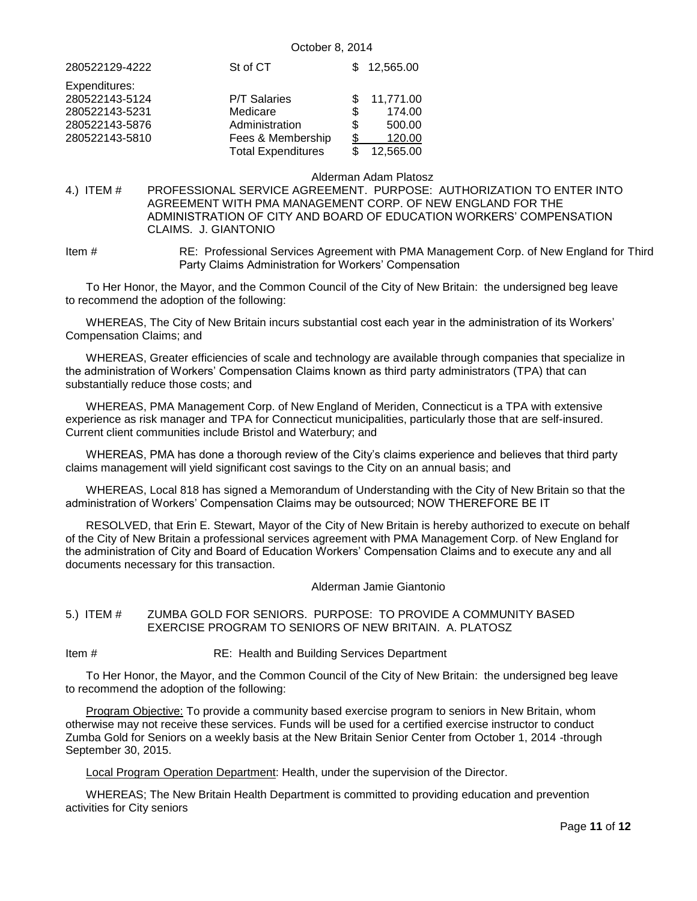| | | |
|---|---|---|
| 280522129-4222 | St of CT | $ 12,565.00 |
| Expenditures: | | |
| 280522143-5124 | P/T Salaries | $ 11,771.00 |
| 280522143-5231 | Medicare | $ 174.00 |
| 280522143-5876 | Administration | $ 500.00 |
| 280522143-5810 | Fees & Membership | $ 120.00 |
| | Total Expenditures | $ 12,565.00 |

Alderman Adam Platosz

4.) ITEM # PROFESSIONAL SERVICE AGREEMENT. PURPOSE: AUTHORIZATION TO ENTER INTO AGREEMENT WITH PMA MANAGEMENT CORP. OF NEW ENGLAND FOR THE ADMINISTRATION OF CITY AND BOARD OF EDUCATION WORKERS' COMPENSATION CLAIMS. J. GIANTONIO

Item # RE: Professional Services Agreement with PMA Management Corp. of New England for Third Party Claims Administration for Workers' Compensation

To Her Honor, the Mayor, and the Common Council of the City of New Britain: the undersigned beg leave to recommend the adoption of the following:

WHEREAS, The City of New Britain incurs substantial cost each year in the administration of its Workers' Compensation Claims; and

WHEREAS, Greater efficiencies of scale and technology are available through companies that specialize in the administration of Workers' Compensation Claims known as third party administrators (TPA) that can substantially reduce those costs; and

WHEREAS, PMA Management Corp. of New England of Meriden, Connecticut is a TPA with extensive experience as risk manager and TPA for Connecticut municipalities, particularly those that are self-insured. Current client communities include Bristol and Waterbury; and

WHEREAS, PMA has done a thorough review of the City's claims experience and believes that third party claims management will yield significant cost savings to the City on an annual basis; and

WHEREAS, Local 818 has signed a Memorandum of Understanding with the City of New Britain so that the administration of Workers' Compensation Claims may be outsourced; NOW THEREFORE BE IT

RESOLVED, that Erin E. Stewart, Mayor of the City of New Britain is hereby authorized to execute on behalf of the City of New Britain a professional services agreement with PMA Management Corp. of New England for the administration of City and Board of Education Workers' Compensation Claims and to execute any and all documents necessary for this transaction.

Alderman Jamie Giantonio

5.) ITEM # ZUMBA GOLD FOR SENIORS. PURPOSE: TO PROVIDE A COMMUNITY BASED EXERCISE PROGRAM TO SENIORS OF NEW BRITAIN. A. PLATOSZ

Item # RE: Health and Building Services Department

To Her Honor, the Mayor, and the Common Council of the City of New Britain: the undersigned beg leave to recommend the adoption of the following:

Program Objective: To provide a community based exercise program to seniors in New Britain, whom otherwise may not receive these services. Funds will be used for a certified exercise instructor to conduct Zumba Gold for Seniors on a weekly basis at the New Britain Senior Center from October 1, 2014 -through September 30, 2015.

Local Program Operation Department: Health, under the supervision of the Director.

WHEREAS; The New Britain Health Department is committed to providing education and prevention activities for City seniors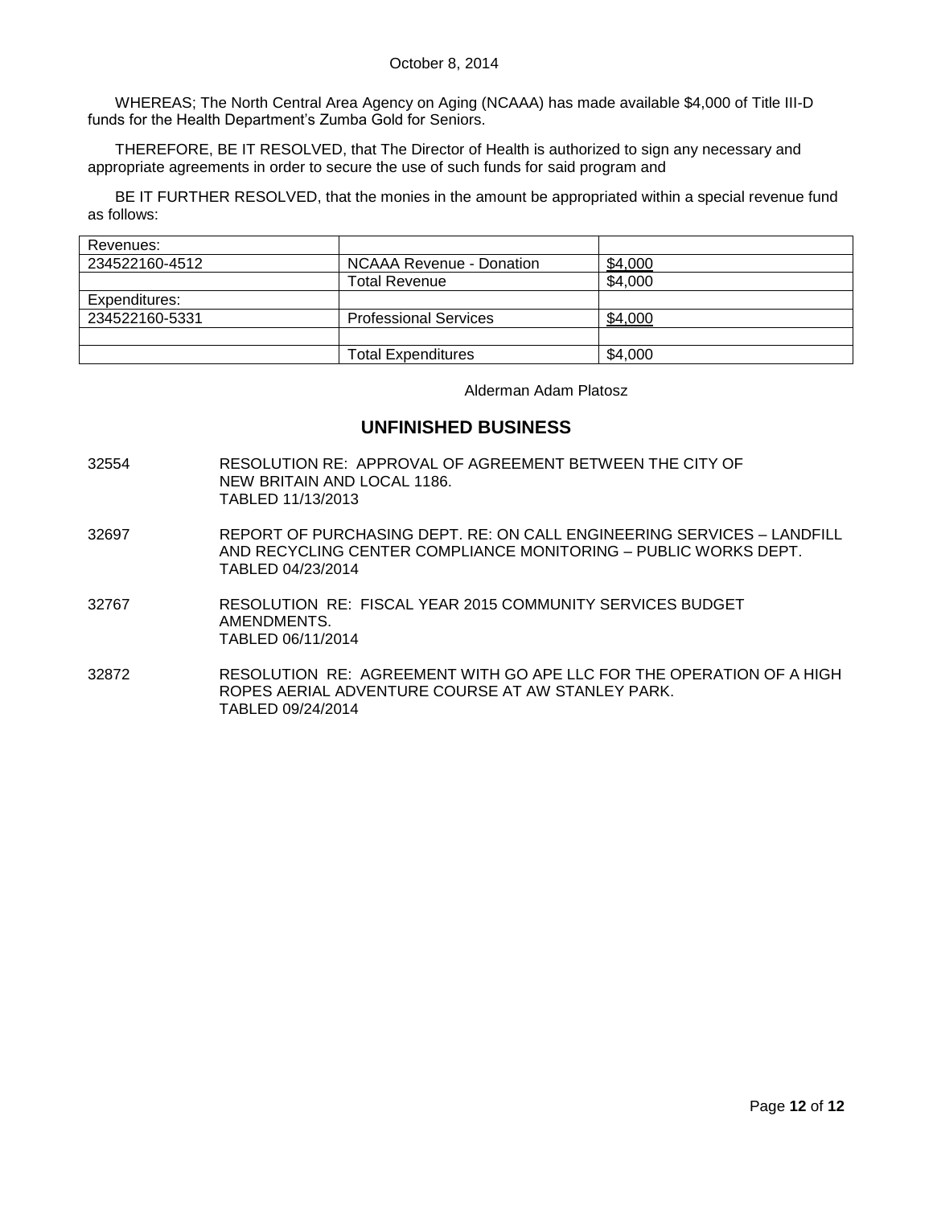WHEREAS; The North Central Area Agency on Aging (NCAAA) has made available $4,000 of Title III-D funds for the Health Department's Zumba Gold for Seniors.

THEREFORE, BE IT RESOLVED, that The Director of Health is authorized to sign any necessary and appropriate agreements in order to secure the use of such funds for said program and

BE IT FURTHER RESOLVED, that the monies in the amount be appropriated within a special revenue fund as follows:

| | | |
|---|---|---|
| Revenues: | | |
| 234522160-4512 | NCAAA Revenue - Donation | $4,000 |
| | Total Revenue | $4,000 |
| Expenditures: | | |
| 234522160-5331 | Professional Services | $4,000 |
| | | |
| | Total Expenditures | $4,000 |

Alderman Adam Platosz

## UNFINISHED BUSINESS

32554 RESOLUTION RE: APPROVAL OF AGREEMENT BETWEEN THE CITY OF NEW BRITAIN AND LOCAL 1186.
TABLED 11/13/2013

32697 REPORT OF PURCHASING DEPT. RE: ON CALL ENGINEERING SERVICES – LANDFILL AND RECYCLING CENTER COMPLIANCE MONITORING – PUBLIC WORKS DEPT.
TABLED 04/23/2014

32767 RESOLUTION RE: FISCAL YEAR 2015 COMMUNITY SERVICES BUDGET AMENDMENTS.
TABLED 06/11/2014

32872 RESOLUTION RE: AGREEMENT WITH GO APE LLC FOR THE OPERATION OF A HIGH ROPES AERIAL ADVENTURE COURSE AT AW STANLEY PARK.
TABLED 09/24/2014